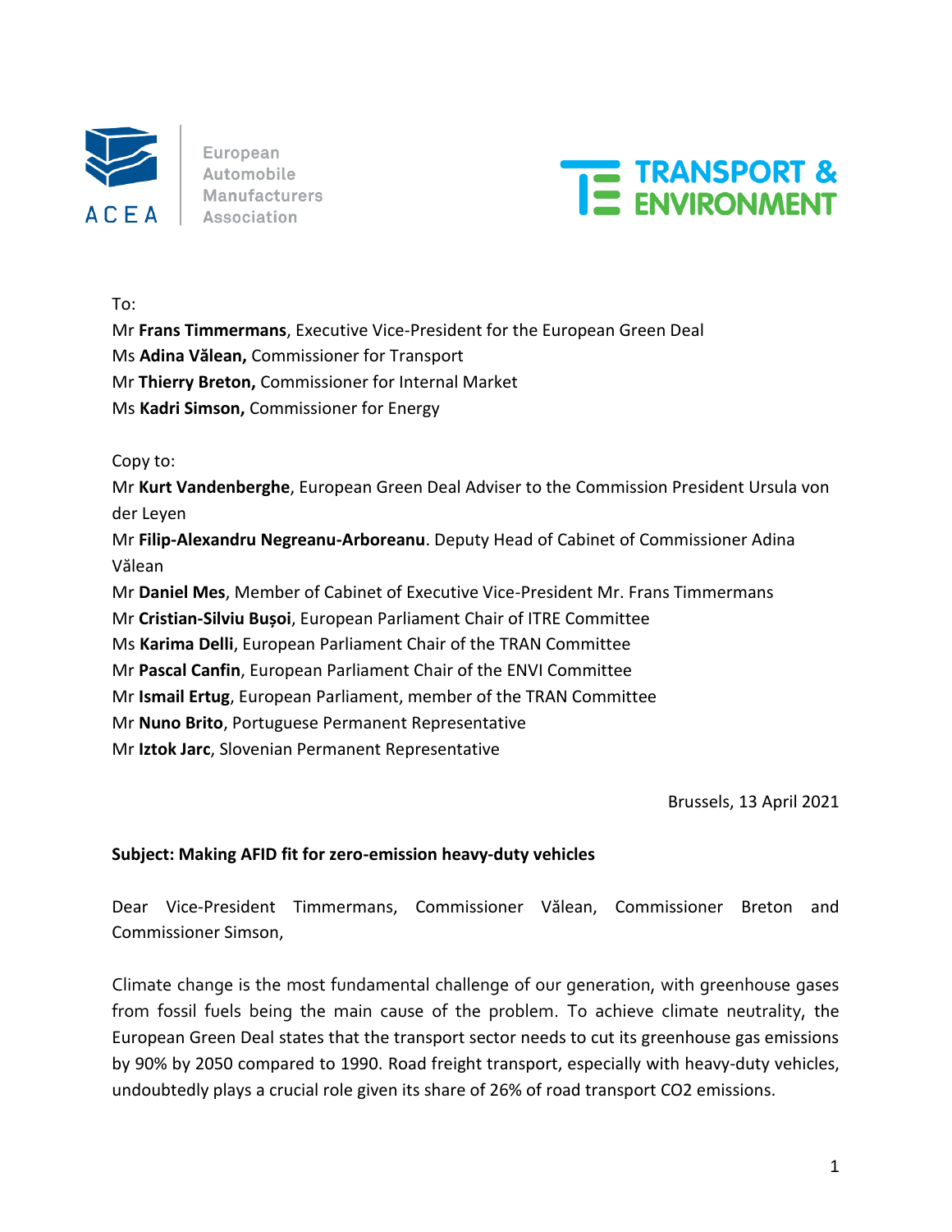European Automobile Manufacturers Association

TRANSPORT & ENVIRONMENT

To:

Mr **Frans Timmermans**, Executive Vice-President for the European Green Deal
Ms **Adina Vălean,** Commissioner for Transport
Mr **Thierry Breton,** Commissioner for Internal Market
Ms **Kadri Simson,** Commissioner for Energy

Copy to:

Mr **Kurt Vandenberghe**, European Green Deal Adviser to the Commission President Ursula von der Leyen
Mr **Filip-Alexandru Negreanu-Arboreanu**. Deputy Head of Cabinet of Commissioner Adina Vălean
Mr **Daniel Mes**, Member of Cabinet of Executive Vice-President Mr. Frans Timmermans
Mr **Cristian-Silviu Bușoi**, European Parliament Chair of ITRE Committee
Ms **Karima Delli**, European Parliament Chair of the TRAN Committee
Mr **Pascal Canfin**, European Parliament Chair of the ENVI Committee
Mr **Ismail Ertug**, European Parliament, member of the TRAN Committee
Mr **Nuno Brito**, Portuguese Permanent Representative
Mr **Iztok Jarc**, Slovenian Permanent Representative

Brussels, 13 April 2021

**Subject: Making AFID fit for zero-emission heavy-duty vehicles**

Dear Vice-President Timmermans, Commissioner Vălean, Commissioner Breton and Commissioner Simson,

Climate change is the most fundamental challenge of our generation, with greenhouse gases from fossil fuels being the main cause of the problem. To achieve climate neutrality, the European Green Deal states that the transport sector needs to cut its greenhouse gas emissions by 90% by 2050 compared to 1990. Road freight transport, especially with heavy-duty vehicles, undoubtedly plays a crucial role given its share of 26% of road transport $CO_2$ emissions.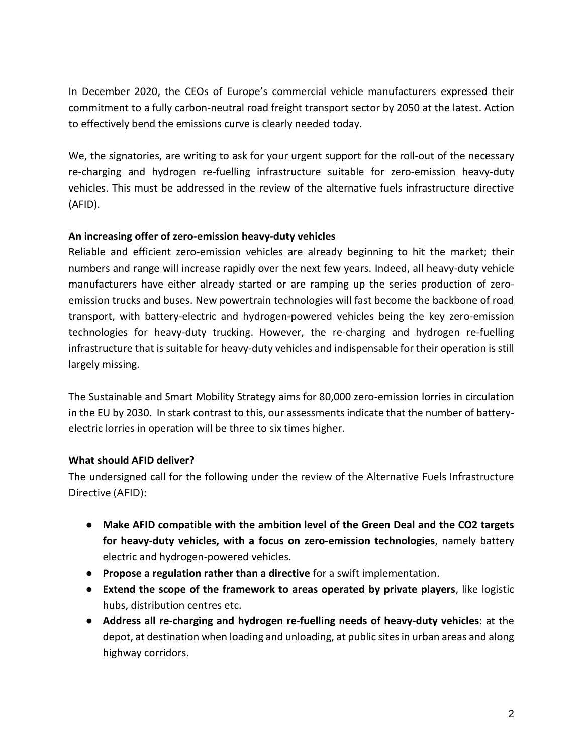In December 2020, the CEOs of Europe's commercial vehicle manufacturers expressed their commitment to a fully carbon-neutral road freight transport sector by 2050 at the latest. Action to effectively bend the emissions curve is clearly needed today.

We, the signatories, are writing to ask for your urgent support for the roll-out of the necessary re-charging and hydrogen re-fuelling infrastructure suitable for zero-emission heavy-duty vehicles. This must be addressed in the review of the alternative fuels infrastructure directive (AFID).

**An increasing offer of zero-emission heavy-duty vehicles**

Reliable and efficient zero-emission vehicles are already beginning to hit the market; their numbers and range will increase rapidly over the next few years. Indeed, all heavy-duty vehicle manufacturers have either already started or are ramping up the series production of zero-emission trucks and buses. New powertrain technologies will fast become the backbone of road transport, with battery-electric and hydrogen-powered vehicles being the key zero-emission technologies for heavy-duty trucking. However, the re-charging and hydrogen re-fuelling infrastructure that is suitable for heavy-duty vehicles and indispensable for their operation is still largely missing.

The Sustainable and Smart Mobility Strategy aims for 80,000 zero-emission lorries in circulation in the EU by 2030. In stark contrast to this, our assessments indicate that the number of battery-electric lorries in operation will be three to six times higher.

**What should AFID deliver?**

The undersigned call for the following under the review of the Alternative Fuels Infrastructure Directive (AFID):

- **Make AFID compatible with the ambition level of the Green Deal and the CO2 targets for heavy-duty vehicles, with a focus on zero-emission technologies**, namely battery electric and hydrogen-powered vehicles.
- **Propose a regulation rather than a directive** for a swift implementation.
- **Extend the scope of the framework to areas operated by private players**, like logistic hubs, distribution centres etc.
- **Address all re-charging and hydrogen re-fuelling needs of heavy-duty vehicles**: at the depot, at destination when loading and unloading, at public sites in urban areas and along highway corridors.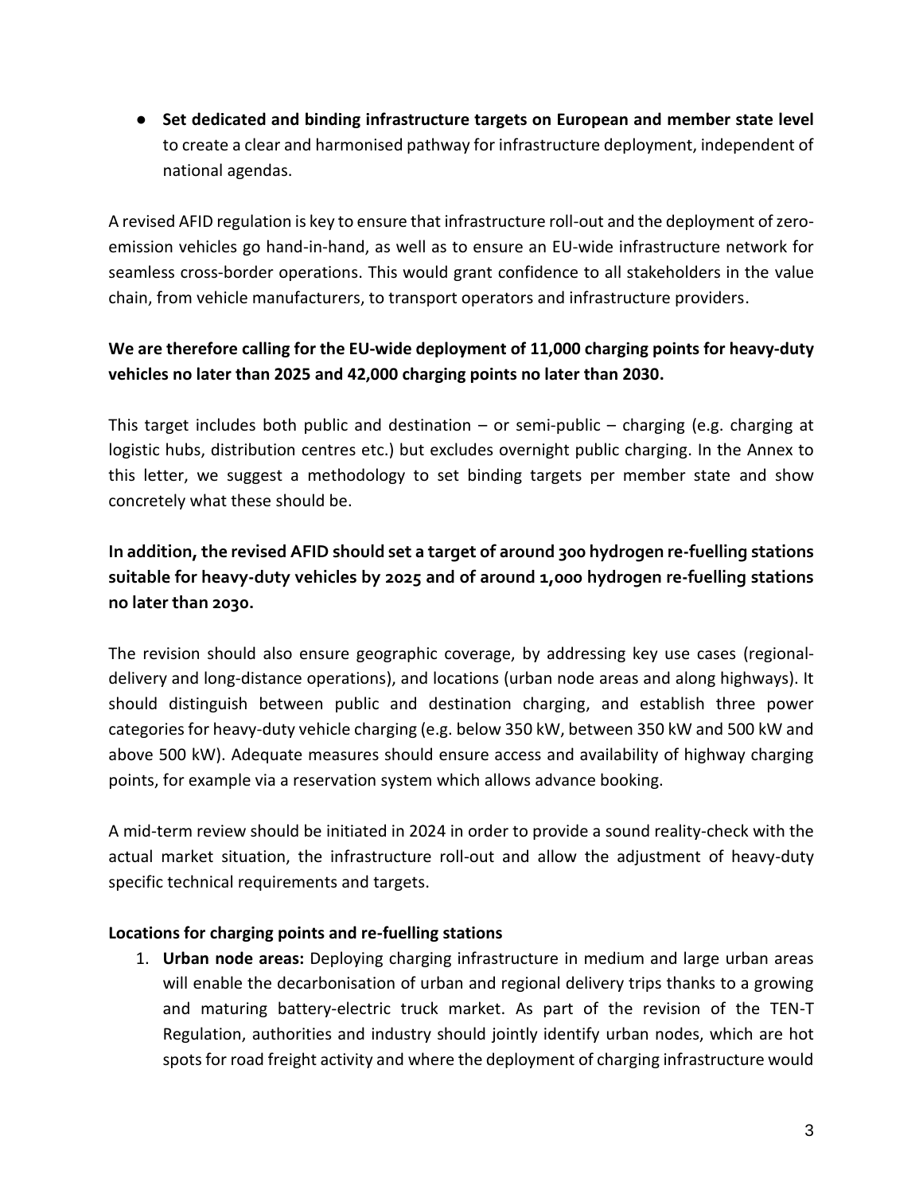- **Set dedicated and binding infrastructure targets on European and member state level** to create a clear and harmonised pathway for infrastructure deployment, independent of national agendas.

A revised AFID regulation is key to ensure that infrastructure roll-out and the deployment of zero-emission vehicles go hand-in-hand, as well as to ensure an EU-wide infrastructure network for seamless cross-border operations. This would grant confidence to all stakeholders in the value chain, from vehicle manufacturers, to transport operators and infrastructure providers.

**We are therefore calling for the EU-wide deployment of 11,000 charging points for heavy-duty vehicles no later than 2025 and 42,000 charging points no later than 2030.**

This target includes both public and destination – or semi-public – charging (e.g. charging at logistic hubs, distribution centres etc.) but excludes overnight public charging. In the Annex to this letter, we suggest a methodology to set binding targets per member state and show concretely what these should be.

**In addition, the revised AFID should set a target of around 300 hydrogen re-fuelling stations suitable for heavy-duty vehicles by 2025 and of around 1,000 hydrogen re-fuelling stations no later than 2030.**

The revision should also ensure geographic coverage, by addressing key use cases (regional-delivery and long-distance operations), and locations (urban node areas and along highways). It should distinguish between public and destination charging, and establish three power categories for heavy-duty vehicle charging (e.g. below 350 kW, between 350 kW and 500 kW and above 500 kW). Adequate measures should ensure access and availability of highway charging points, for example via a reservation system which allows advance booking.

A mid-term review should be initiated in 2024 in order to provide a sound reality-check with the actual market situation, the infrastructure roll-out and allow the adjustment of heavy-duty specific technical requirements and targets.

**Locations for charging points and re-fuelling stations**

1. **Urban node areas:** Deploying charging infrastructure in medium and large urban areas will enable the decarbonisation of urban and regional delivery trips thanks to a growing and maturing battery-electric truck market. As part of the revision of the TEN-T Regulation, authorities and industry should jointly identify urban nodes, which are hot spots for road freight activity and where the deployment of charging infrastructure would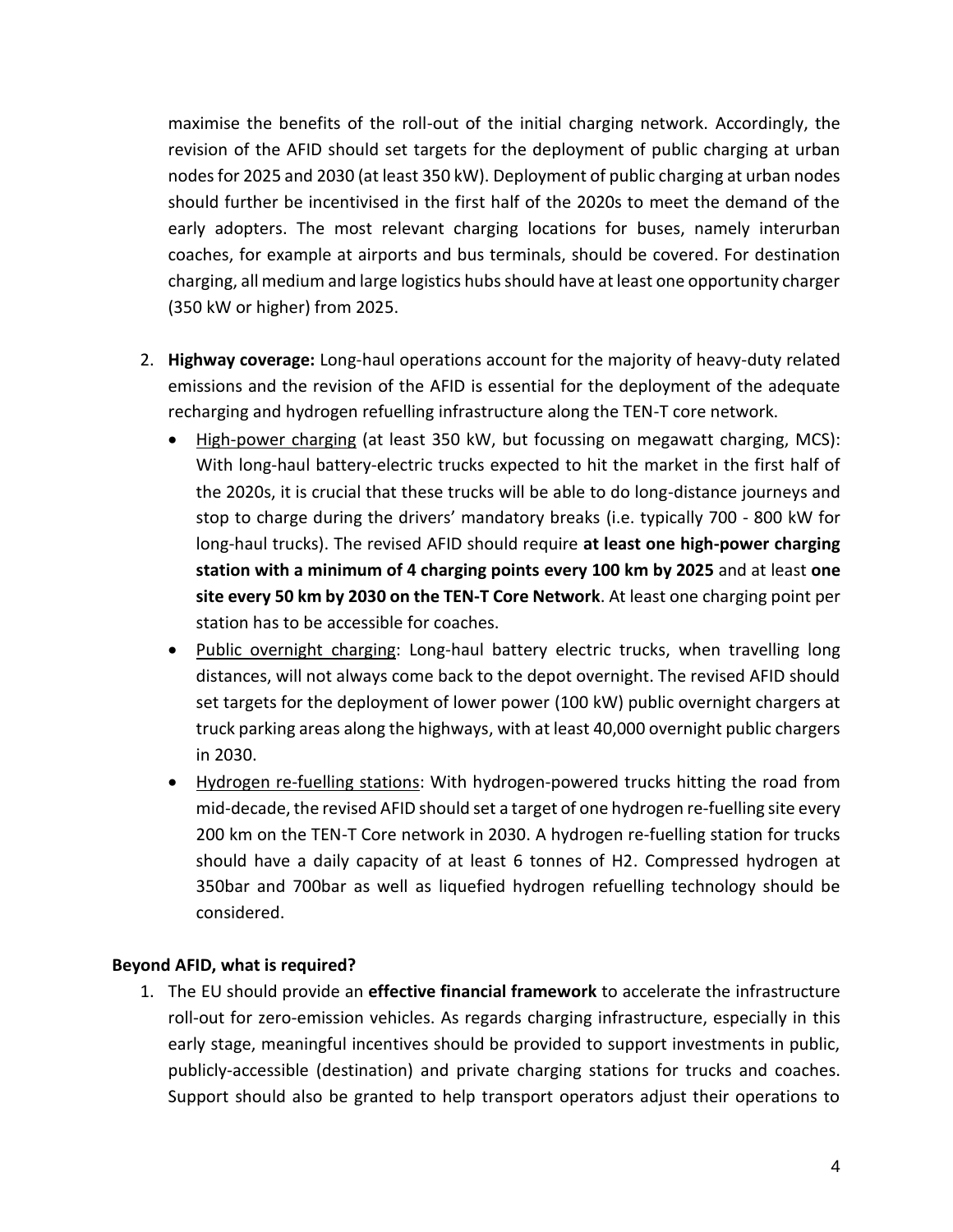maximise the benefits of the roll-out of the initial charging network. Accordingly, the revision of the AFID should set targets for the deployment of public charging at urban nodes for 2025 and 2030 (at least 350 kW). Deployment of public charging at urban nodes should further be incentivised in the first half of the 2020s to meet the demand of the early adopters. The most relevant charging locations for buses, namely interurban coaches, for example at airports and bus terminals, should be covered. For destination charging, all medium and large logistics hubs should have at least one opportunity charger (350 kW or higher) from 2025.

2. **Highway coverage:** Long-haul operations account for the majority of heavy-duty related emissions and the revision of the AFID is essential for the deployment of the adequate recharging and hydrogen refuelling infrastructure along the TEN-T core network.
   - <u>High-power charging</u> (at least 350 kW, but focussing on megawatt charging, MCS): With long-haul battery-electric trucks expected to hit the market in the first half of the 2020s, it is crucial that these trucks will be able to do long-distance journeys and stop to charge during the drivers' mandatory breaks (i.e. typically 700 - 800 kW for long-haul trucks). The revised AFID should require **at least one high-power charging station with a minimum of 4 charging points every 100 km by 2025** and at least **one site every 50 km by 2030 on the TEN-T Core Network**. At least one charging point per station has to be accessible for coaches.
   - <u>Public overnight charging</u>: Long-haul battery electric trucks, when travelling long distances, will not always come back to the depot overnight. The revised AFID should set targets for the deployment of lower power (100 kW) public overnight chargers at truck parking areas along the highways, with at least 40,000 overnight public chargers in 2030.
   - <u>Hydrogen re-fuelling stations</u>: With hydrogen-powered trucks hitting the road from mid-decade, the revised AFID should set a target of one hydrogen re-fuelling site every 200 km on the TEN-T Core network in 2030. A hydrogen re-fuelling station for trucks should have a daily capacity of at least 6 tonnes of H2. Compressed hydrogen at 350bar and 700bar as well as liquefied hydrogen refuelling technology should be considered.

**Beyond AFID, what is required?**

1. The EU should provide an **effective financial framework** to accelerate the infrastructure roll-out for zero-emission vehicles. As regards charging infrastructure, especially in this early stage, meaningful incentives should be provided to support investments in public, publicly-accessible (destination) and private charging stations for trucks and coaches. Support should also be granted to help transport operators adjust their operations to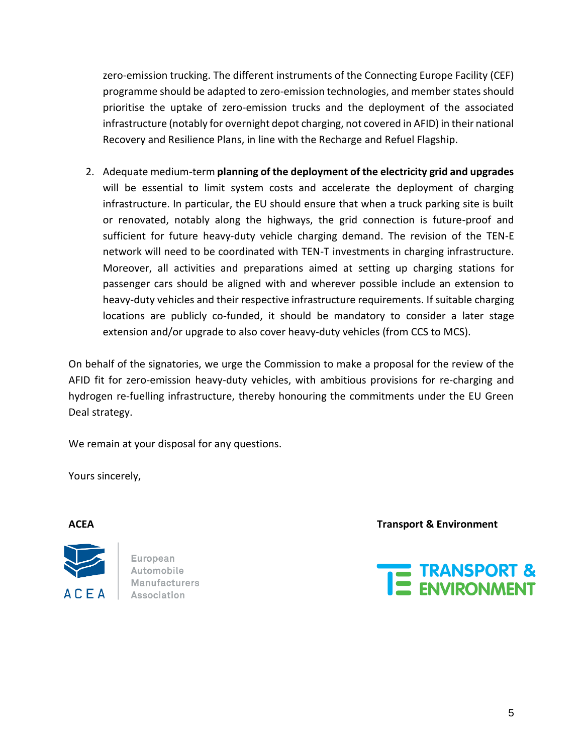zero-emission trucking. The different instruments of the Connecting Europe Facility (CEF) programme should be adapted to zero-emission technologies, and member states should prioritise the uptake of zero-emission trucks and the deployment of the associated infrastructure (notably for overnight depot charging, not covered in AFID) in their national Recovery and Resilience Plans, in line with the Recharge and Refuel Flagship.

2. Adequate medium-term **planning of the deployment of the electricity grid and upgrades** will be essential to limit system costs and accelerate the deployment of charging infrastructure. In particular, the EU should ensure that when a truck parking site is built or renovated, notably along the highways, the grid connection is future-proof and sufficient for future heavy-duty vehicle charging demand. The revision of the TEN-E network will need to be coordinated with TEN-T investments in charging infrastructure. Moreover, all activities and preparations aimed at setting up charging stations for passenger cars should be aligned with and wherever possible include an extension to heavy-duty vehicles and their respective infrastructure requirements. If suitable charging locations are publicly co-funded, it should be mandatory to consider a later stage extension and/or upgrade to also cover heavy-duty vehicles (from CCS to MCS).

On behalf of the signatories, we urge the Commission to make a proposal for the review of the AFID fit for zero-emission heavy-duty vehicles, with ambitious provisions for re-charging and hydrogen re-fuelling infrastructure, thereby honouring the commitments under the EU Green Deal strategy.

We remain at your disposal for any questions.

Yours sincerely,

**ACEA**

ACEA European Automobile Manufacturers Association

**Transport & Environment**

TRANSPORT & ENVIRONMENT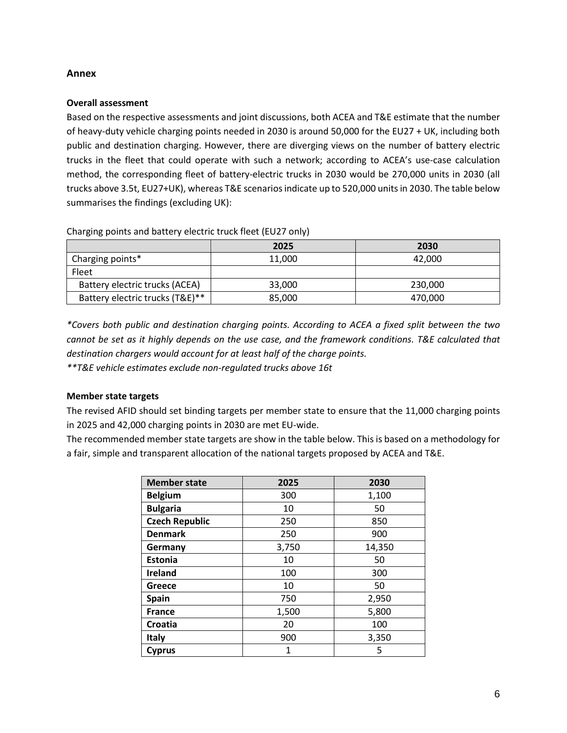## Annex

### Overall assessment

Based on the respective assessments and joint discussions, both ACEA and T&E estimate that the number of heavy-duty vehicle charging points needed in 2030 is around 50,000 for the EU27 + UK, including both public and destination charging. However, there are diverging views on the number of battery electric trucks in the fleet that could operate with such a network; according to ACEA's use-case calculation method, the corresponding fleet of battery-electric trucks in 2030 would be 270,000 units in 2030 (all trucks above 3.5t, EU27+UK), whereas T&E scenarios indicate up to 520,000 units in 2030. The table below summarises the findings (excluding UK):

Charging points and battery electric truck fleet (EU27 only)

| | 2025 | 2030 |
|---|---|---|
| Charging points* | 11,000 | 42,000 |
| Fleet | | |
| Battery electric trucks (ACEA) | 33,000 | 230,000 |
| Battery electric trucks (T&E)** | 85,000 | 470,000 |

*\*Covers both public and destination charging points. According to ACEA a fixed split between the two cannot be set as it highly depends on the use case, and the framework conditions. T&E calculated that destination chargers would account for at least half of the charge points.*

*\*\*T&E vehicle estimates exclude non-regulated trucks above 16t*

### Member state targets

The revised AFID should set binding targets per member state to ensure that the 11,000 charging points in 2025 and 42,000 charging points in 2030 are met EU-wide.

The recommended member state targets are show in the table below. This is based on a methodology for a fair, simple and transparent allocation of the national targets proposed by ACEA and T&E.

| Member state | 2025 | 2030 |
|---|---|---|
| **Belgium** | 300 | 1,100 |
| **Bulgaria** | 10 | 50 |
| **Czech Republic** | 250 | 850 |
| **Denmark** | 250 | 900 |
| **Germany** | 3,750 | 14,350 |
| **Estonia** | 10 | 50 |
| **Ireland** | 100 | 300 |
| **Greece** | 10 | 50 |
| **Spain** | 750 | 2,950 |
| **France** | 1,500 | 5,800 |
| **Croatia** | 20 | 100 |
| **Italy** | 900 | 3,350 |
| **Cyprus** | 1 | 5 |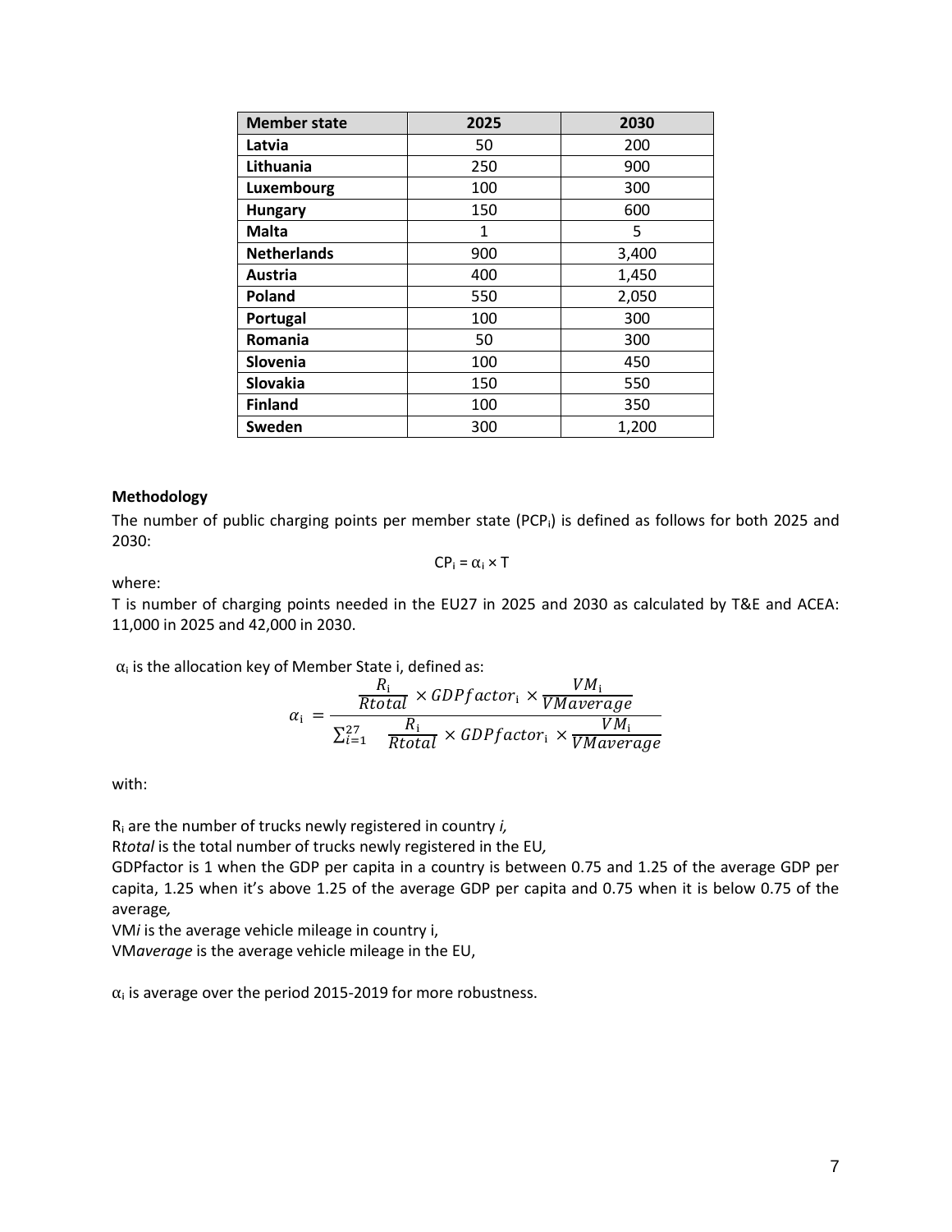| Member state | 2025 | 2030 |
|---|---|---|
| **Latvia** | 50 | 200 |
| **Lithuania** | 250 | 900 |
| **Luxembourg** | 100 | 300 |
| **Hungary** | 150 | 600 |
| **Malta** | 1 | 5 |
| **Netherlands** | 900 | 3,400 |
| **Austria** | 400 | 1,450 |
| **Poland** | 550 | 2,050 |
| **Portugal** | 100 | 300 |
| **Romania** | 50 | 300 |
| **Slovenia** | 100 | 450 |
| **Slovakia** | 150 | 550 |
| **Finland** | 100 | 350 |
| **Sweden** | 300 | 1,200 |

**Methodology**

The number of public charging points per member state ($PCP_i$) is defined as follows for both 2025 and 2030:

$$CP_i = \alpha_i \times T$$

where:

T is number of charging points needed in the EU27 in 2025 and 2030 as calculated by T&E and ACEA: 11,000 in 2025 and 42,000 in 2030.

$\alpha_i$ is the allocation key of Member State i, defined as:

$$\alpha_i = \frac{\frac{R_i}{Rtotal} \times GDPfactor_i \times \frac{VM_i}{VMaverage}}{\sum_{i=1}^{27} \frac{R_i}{Rtotal} \times GDPfactor_i \times \frac{VM_i}{VMaverage}}$$

with:

$R_i$ are the number of trucks newly registered in country *i,*

R*total* is the total number of trucks newly registered in the EU*,*

GDPfactor is 1 when the GDP per capita in a country is between 0.75 and 1.25 of the average GDP per capita, 1.25 when it's above 1.25 of the average GDP per capita and 0.75 when it is below 0.75 of the average*,*

VM*i* is the average vehicle mileage in country i,

VM*average* is the average vehicle mileage in the EU,

$\alpha_i$ is average over the period 2015-2019 for more robustness.